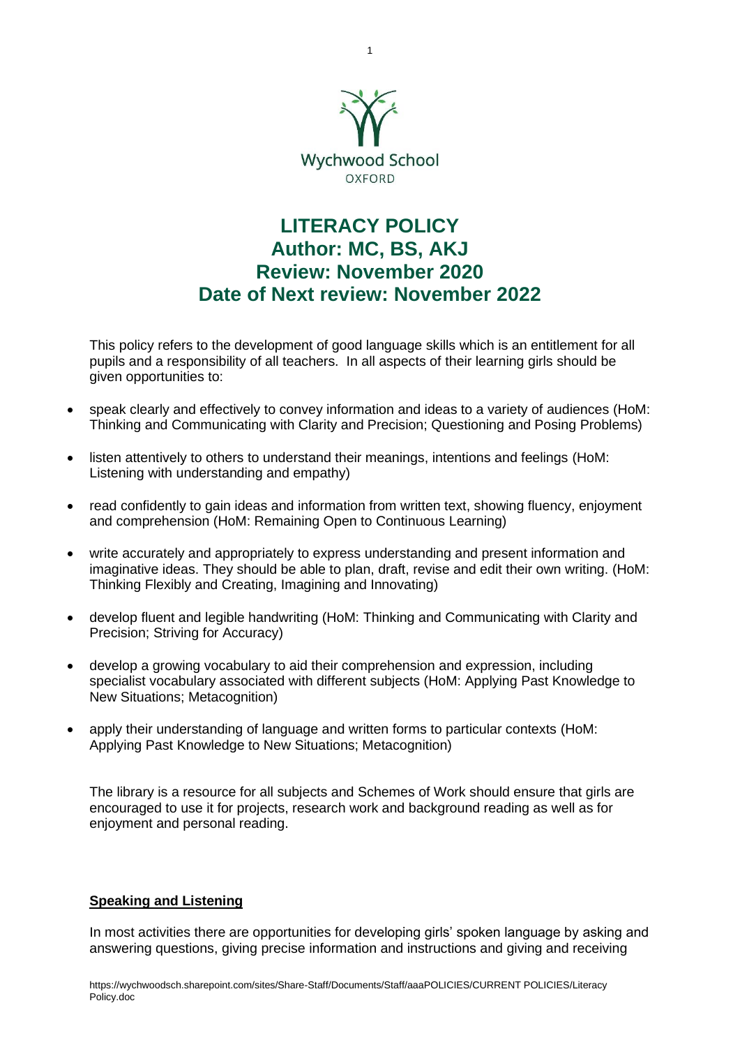Wychwood School
OXFORD

# LITERACY POLICY
## Author: MC, BS, AKJ
## Review: November 2020
## Date of Next review: November 2022

This policy refers to the development of good language skills which is an entitlement for all pupils and a responsibility of all teachers. In all aspects of their learning girls should be given opportunities to:

- speak clearly and effectively to convey information and ideas to a variety of audiences (HoM: Thinking and Communicating with Clarity and Precision; Questioning and Posing Problems)
- listen attentively to others to understand their meanings, intentions and feelings (HoM: Listening with understanding and empathy)
- read confidently to gain ideas and information from written text, showing fluency, enjoyment and comprehension (HoM: Remaining Open to Continuous Learning)
- write accurately and appropriately to express understanding and present information and imaginative ideas. They should be able to plan, draft, revise and edit their own writing. (HoM: Thinking Flexibly and Creating, Imagining and Innovating)
- develop fluent and legible handwriting (HoM: Thinking and Communicating with Clarity and Precision; Striving for Accuracy)
- develop a growing vocabulary to aid their comprehension and expression, including specialist vocabulary associated with different subjects (HoM: Applying Past Knowledge to New Situations; Metacognition)
- apply their understanding of language and written forms to particular contexts (HoM: Applying Past Knowledge to New Situations; Metacognition)

The library is a resource for all subjects and Schemes of Work should ensure that girls are encouraged to use it for projects, research work and background reading as well as for enjoyment and personal reading.

### Speaking and Listening

In most activities there are opportunities for developing girls' spoken language by asking and answering questions, giving precise information and instructions and giving and receiving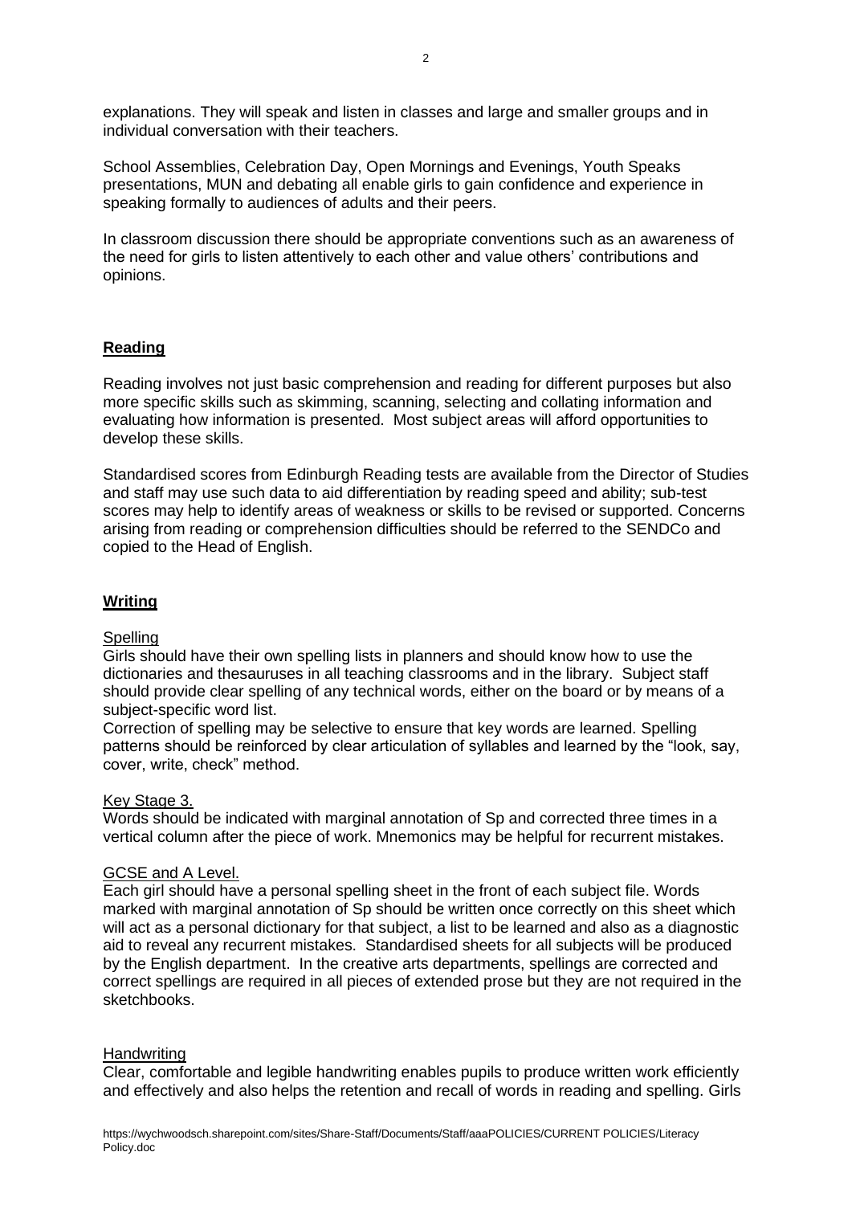explanations. They will speak and listen in classes and large and smaller groups and in individual conversation with their teachers.

School Assemblies, Celebration Day, Open Mornings and Evenings, Youth Speaks presentations, MUN and debating all enable girls to gain confidence and experience in speaking formally to audiences of adults and their peers.

In classroom discussion there should be appropriate conventions such as an awareness of the need for girls to listen attentively to each other and value others' contributions and opinions.

## Reading

Reading involves not just basic comprehension and reading for different purposes but also more specific skills such as skimming, scanning, selecting and collating information and evaluating how information is presented. Most subject areas will afford opportunities to develop these skills.

Standardised scores from Edinburgh Reading tests are available from the Director of Studies and staff may use such data to aid differentiation by reading speed and ability; sub-test scores may help to identify areas of weakness or skills to be revised or supported. Concerns arising from reading or comprehension difficulties should be referred to the SENDCo and copied to the Head of English.

## Writing

### Spelling

Girls should have their own spelling lists in planners and should know how to use the dictionaries and thesauruses in all teaching classrooms and in the library. Subject staff should provide clear spelling of any technical words, either on the board or by means of a subject-specific word list.

Correction of spelling may be selective to ensure that key words are learned. Spelling patterns should be reinforced by clear articulation of syllables and learned by the "look, say, cover, write, check" method.

### Key Stage 3.

Words should be indicated with marginal annotation of Sp and corrected three times in a vertical column after the piece of work. Mnemonics may be helpful for recurrent mistakes.

### GCSE and A Level.

Each girl should have a personal spelling sheet in the front of each subject file. Words marked with marginal annotation of Sp should be written once correctly on this sheet which will act as a personal dictionary for that subject, a list to be learned and also as a diagnostic aid to reveal any recurrent mistakes. Standardised sheets for all subjects will be produced by the English department. In the creative arts departments, spellings are corrected and correct spellings are required in all pieces of extended prose but they are not required in the sketchbooks.

### Handwriting

Clear, comfortable and legible handwriting enables pupils to produce written work efficiently and effectively and also helps the retention and recall of words in reading and spelling. Girls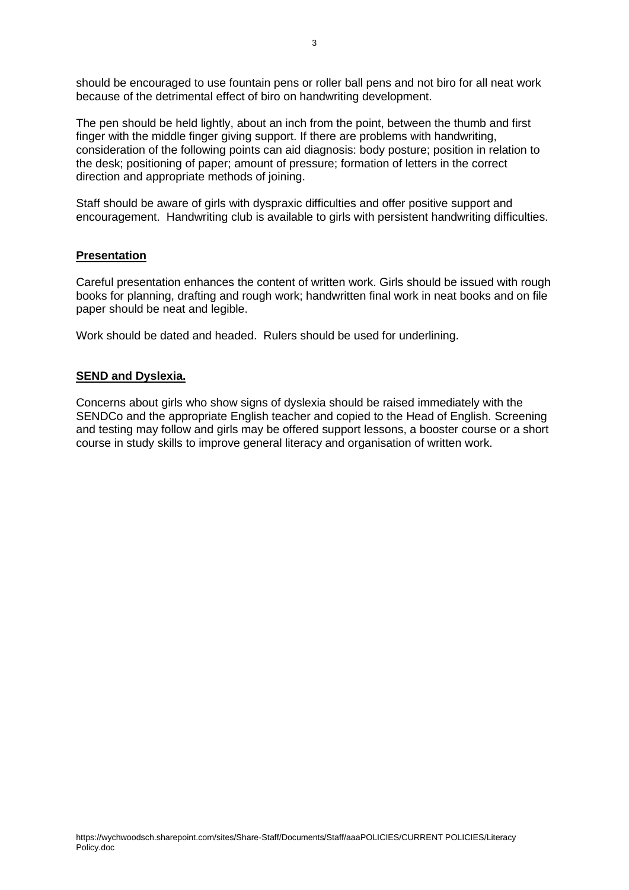should be encouraged to use fountain pens or roller ball pens and not biro for all neat work because of the detrimental effect of biro on handwriting development.

The pen should be held lightly, about an inch from the point, between the thumb and first finger with the middle finger giving support. If there are problems with handwriting, consideration of the following points can aid diagnosis: body posture; position in relation to the desk; positioning of paper; amount of pressure; formation of letters in the correct direction and appropriate methods of joining.

Staff should be aware of girls with dyspraxic difficulties and offer positive support and encouragement. Handwriting club is available to girls with persistent handwriting difficulties.

## Presentation

Careful presentation enhances the content of written work. Girls should be issued with rough books for planning, drafting and rough work; handwritten final work in neat books and on file paper should be neat and legible.

Work should be dated and headed. Rulers should be used for underlining.

## SEND and Dyslexia.

Concerns about girls who show signs of dyslexia should be raised immediately with the SENDCo and the appropriate English teacher and copied to the Head of English. Screening and testing may follow and girls may be offered support lessons, a booster course or a short course in study skills to improve general literacy and organisation of written work.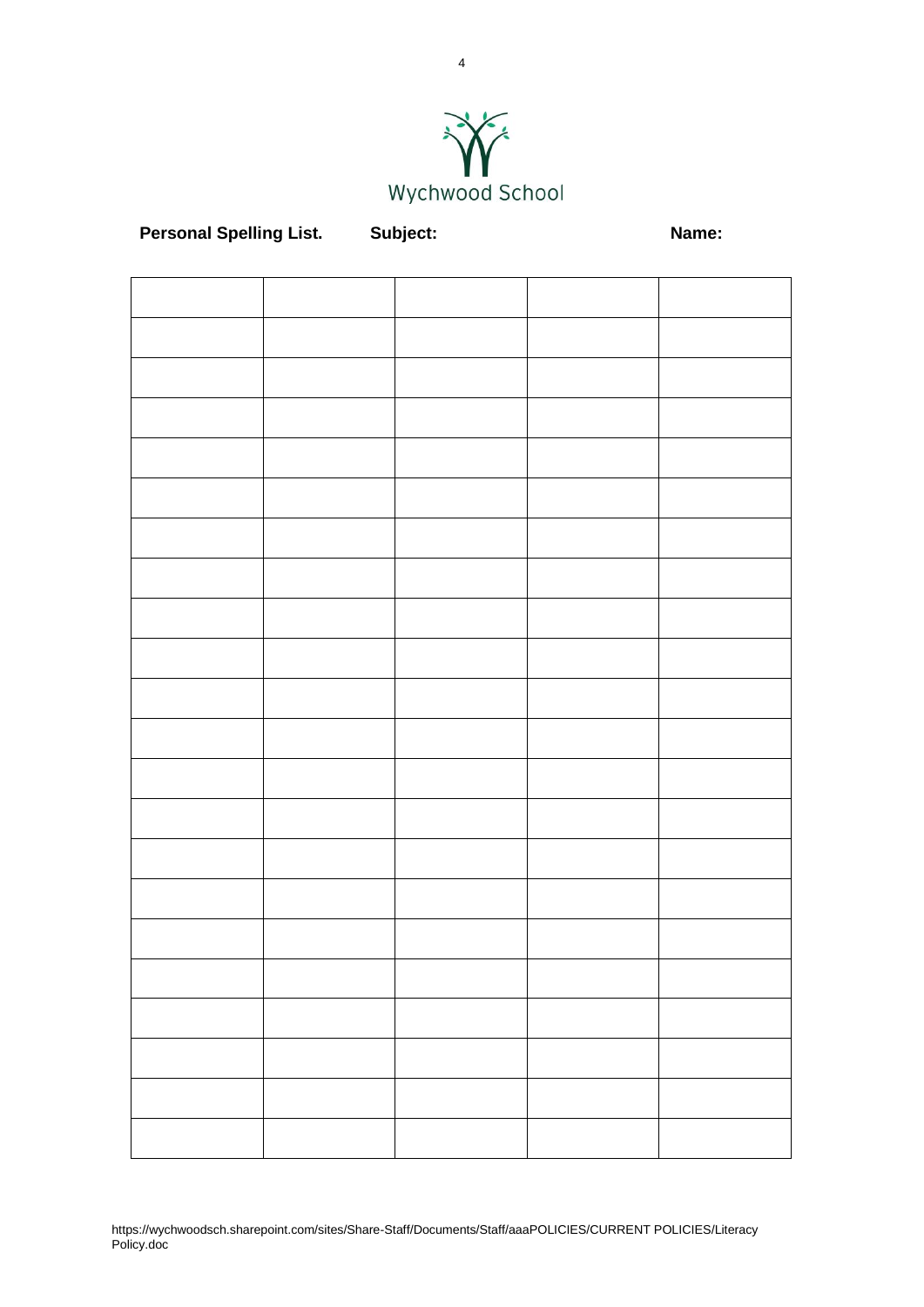Wychwood School

**Personal Spelling List.** **Subject:** **Name:**

| | | | | |
|---|---|---|---|---|
| | | | | |
| | | | | |
| | | | | |
| | | | | |
| | | | | |
| | | | | |
| | | | | |
| | | | | |
| | | | | |
| | | | | |
| | | | | |
| | | | | |
| | | | | |
| | | | | |
| | | | | |
| | | | | |
| | | | | |
| | | | | |
| | | | | |
| | | | | |
| | | | | |
| | | | | |

https://wychwoodsch.sharepoint.com/sites/Share-Staff/Documents/Staff/aaaPOLICIES/CURRENT POLICIES/Literacy Policy.doc